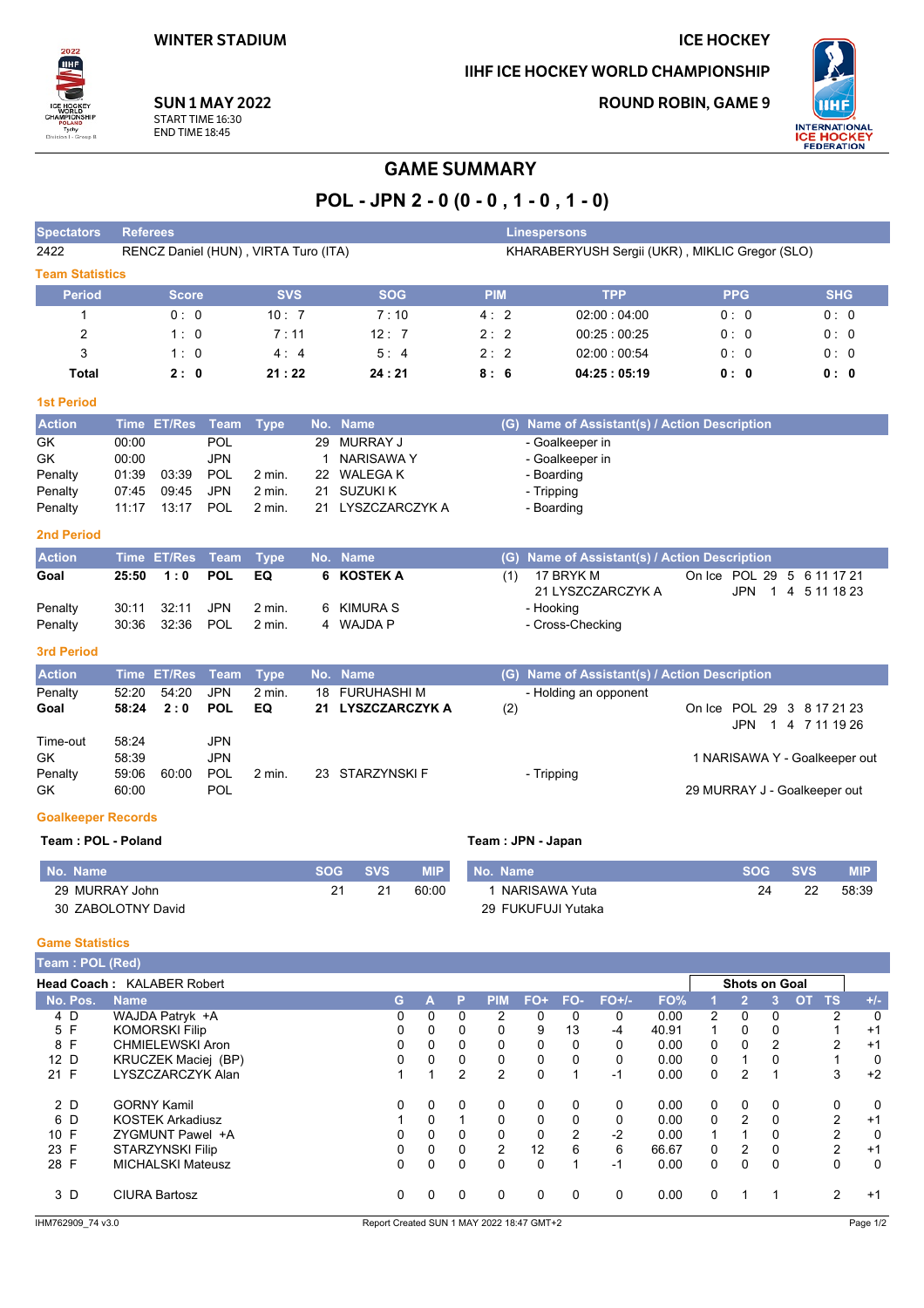WINTER STADIUM

ICE HOCKEY

IIHF ICE HOCKEY WORLD CHAMPIONSHIP

**SUN 1 MAY 2022**
START TIME 16:30
END TIME 18:45

ROUND ROBIN, GAME 9

# GAME SUMMARY

## POL - JPN 2 - 0 (0 - 0 , 1 - 0 , 1 - 0)

| Spectators | Referees | Linespersons |
|---|---|---|
| 2422 | RENCZ Daniel (HUN) , VIRTA Turo (ITA) | KHARABERYUSH Sergii (UKR) , MIKLIC Gregor (SLO) |

### Team Statistics

| Period | Score | SVS | SOG | PIM | TPP | PPG | SHG |
|---|---|---|---|---|---|---|---|
| 1 | 0 : 0 | 10 : 7 | 7 : 10 | 4 : 2 | 02:00 : 04:00 | 0 : 0 | 0 : 0 |
| 2 | 1 : 0 | 7 : 11 | 12 : 7 | 2 : 2 | 00:25 : 00:25 | 0 : 0 | 0 : 0 |
| 3 | 1 : 0 | 4 : 4 | 5 : 4 | 2 : 2 | 02:00 : 00:54 | 0 : 0 | 0 : 0 |
| **Total** | **2 : 0** | **21 : 22** | **24 : 21** | **8 : 6** | **04:25 : 05:19** | **0 : 0** | **0 : 0** |

### 1st Period

| Action | Time | ET/Res | Team | Type | No. | Name | (G) | Name of Assistant(s) / Action Description |
|---|---|---|---|---|---|---|---|---|
| GK | 00:00 | | POL | | 29 | MURRAY J | | - Goalkeeper in |
| GK | 00:00 | | JPN | | 1 | NARISAWA Y | | - Goalkeeper in |
| Penalty | 01:39 | 03:39 | POL | 2 min. | 22 | WALEGA K | | - Boarding |
| Penalty | 07:45 | 09:45 | JPN | 2 min. | 21 | SUZUKI K | | - Tripping |
| Penalty | 11:17 | 13:17 | POL | 2 min. | 21 | LYSZCZARCZYK A | | - Boarding |

### 2nd Period

| Action | Time | ET/Res | Team | Type | No. | Name | (G) | Name of Assistant(s) / Action Description |
|---|---|---|---|---|---|---|---|---|
| **Goal** | **25:50** | **1 : 0** | **POL** | **EQ** | **6** | **KOSTEK A** | (1) | 17 BRYK M, 21 LYSZCZARCZYK A — On Ice POL 29 5 6 11 17 21; JPN 1 4 5 11 18 23 |
| Penalty | 30:11 | 32:11 | JPN | 2 min. | 6 | KIMURA S | | - Hooking |
| Penalty | 30:36 | 32:36 | POL | 2 min. | 4 | WAJDA P | | - Cross-Checking |

### 3rd Period

| Action | Time | ET/Res | Team | Type | No. | Name | (G) | Name of Assistant(s) / Action Description |
|---|---|---|---|---|---|---|---|---|
| Penalty | 52:20 | 54:20 | JPN | 2 min. | 18 | FURUHASHI M | | - Holding an opponent |
| **Goal** | **58:24** | **2 : 0** | **POL** | **EQ** | **21** | **LYSZCZARCZYK A** | (2) | On Ice POL 29 3 8 17 21 23; JPN 1 4 7 11 19 26 |
| Time-out | 58:24 | | JPN | | | | | |
| GK | 58:39 | | JPN | | | | | 1 NARISAWA Y - Goalkeeper out |
| Penalty | 59:06 | 60:00 | POL | 2 min. | 23 | STARZYNSKI F | | - Tripping |
| GK | 60:00 | | POL | | | | | 29 MURRAY J - Goalkeeper out |

### Goalkeeper Records

**Team : POL - Poland**

| No. Name | SOG | SVS | MIP |
|---|---|---|---|
| 29 MURRAY John | 21 | 21 | 60:00 |
| 30 ZABOLOTNY David | | | |

**Team : JPN - Japan**

| No. Name | SOG | SVS | MIP |
|---|---|---|---|
| 1 NARISAWA Yuta | 24 | 22 | 58:39 |
| 29 FUKUFUJI Yutaka | | | |

### Game Statistics

**Team : POL (Red)**

**Head Coach :** KALABER Robert

| No. | Pos. | Name | G | A | P | PIM | FO+ | FO- | FO+/- | FO% | SOG 1 | SOG 2 | SOG 3 | OT | TS | +/- |
|---|---|---|---|---|---|---|---|---|---|---|---|---|---|---|---|---|
| 4 | D | WAJDA Patryk +A | 0 | 0 | 0 | 2 | 0 | 0 | 0 | 0.00 | 2 | 0 | 0 | | 2 | 0 |
| 5 | F | KOMORSKI Filip | 0 | 0 | 0 | 0 | 9 | 13 | -4 | 40.91 | 1 | 0 | 0 | | 1 | +1 |
| 8 | F | CHMIELEWSKI Aron | 0 | 0 | 0 | 0 | 0 | 0 | 0 | 0.00 | 0 | 0 | 2 | | 2 | +1 |
| 12 | D | KRUCZEK Maciej (BP) | 0 | 0 | 0 | 0 | 0 | 0 | 0 | 0.00 | 0 | 1 | 0 | | 1 | 0 |
| 21 | F | LYSZCZARCZYK Alan | 1 | 1 | 2 | 2 | 0 | 1 | -1 | 0.00 | 0 | 2 | 1 | | 3 | +2 |
| 2 | D | GORNY Kamil | 0 | 0 | 0 | 0 | 0 | 0 | 0 | 0.00 | 0 | 0 | 0 | | 0 | 0 |
| 6 | D | KOSTEK Arkadiusz | 1 | 0 | 1 | 0 | 0 | 0 | 0 | 0.00 | 0 | 2 | 0 | | 2 | +1 |
| 10 | F | ZYGMUNT Pawel +A | 0 | 0 | 0 | 0 | 0 | 2 | -2 | 0.00 | 1 | 1 | 0 | | 2 | 0 |
| 23 | F | STARZYNSKI Filip | 0 | 0 | 0 | 2 | 12 | 6 | 6 | 66.67 | 0 | 2 | 0 | | 2 | +1 |
| 28 | F | MICHALSKI Mateusz | 0 | 0 | 0 | 0 | 0 | 1 | -1 | 0.00 | 0 | 0 | 0 | | 0 | 0 |
| 3 | D | CIURA Bartosz | 0 | 0 | 0 | 0 | 0 | 0 | 0 | 0.00 | 0 | 1 | 1 | | 2 | +1 |

IHM762909_74 v3.0 — Report Created SUN 1 MAY 2022 18:47 GMT+2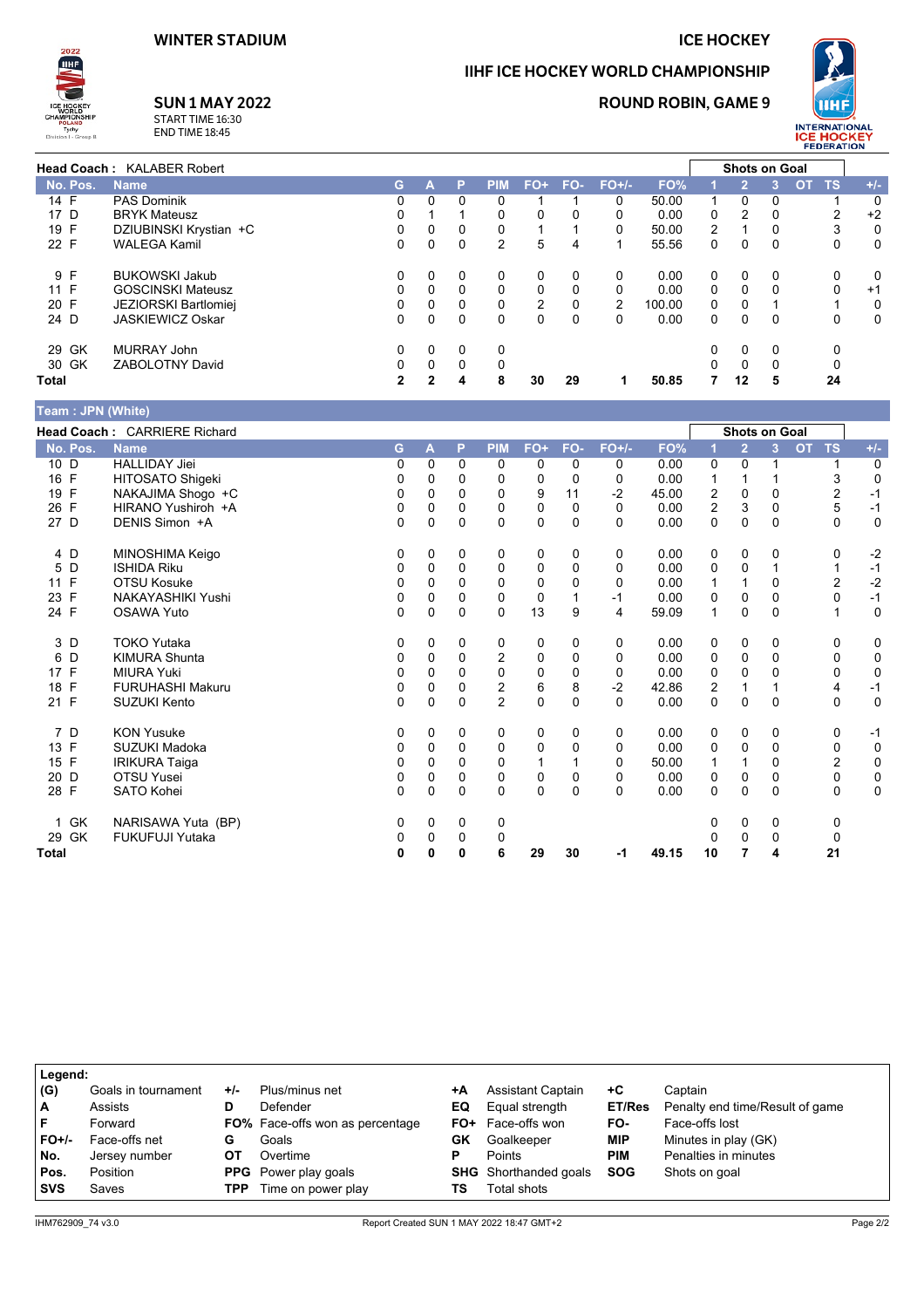WINTER STADIUM

ICE HOCKEY

# IIHF ICE HOCKEY WORLD CHAMPIONSHIP

**SUN 1 MAY 2022**
START TIME 16:30
END TIME 18:45

**ROUND ROBIN, GAME 9**

**Head Coach : KALABER Robert**

| No. | Pos. | Name | G | A | P | PIM | FO+ | FO- | FO+/- | FO% | Shots on Goal 1 | 2 | 3 | OT | TS | +/- |
|---|---|---|---|---|---|---|---|---|---|---|---|---|---|---|---|---|
| 14 | F | PAS Dominik | 0 | 0 | 0 | 0 | 1 | 1 | 0 | 50.00 | 1 | 0 | 0 | | 1 | 0 |
| 17 | D | BRYK Mateusz | 0 | 1 | 1 | 0 | 0 | 0 | 0 | 0.00 | 0 | 2 | 0 | | 2 | +2 |
| 19 | F | DZIUBINSKI Krystian +C | 0 | 0 | 0 | 0 | 1 | 1 | 0 | 50.00 | 2 | 1 | 0 | | 3 | 0 |
| 22 | F | WALEGA Kamil | 0 | 0 | 0 | 2 | 5 | 4 | 1 | 55.56 | 0 | 0 | 0 | | 0 | 0 |
| 9 | F | BUKOWSKI Jakub | 0 | 0 | 0 | 0 | 0 | 0 | 0 | 0.00 | 0 | 0 | 0 | | 0 | 0 |
| 11 | F | GOSCINSKI Mateusz | 0 | 0 | 0 | 0 | 0 | 0 | 0 | 0.00 | 0 | 0 | 0 | | 0 | +1 |
| 20 | F | JEZIORSKI Bartlomiej | 0 | 0 | 0 | 0 | 2 | 0 | 2 | 100.00 | 0 | 0 | 1 | | 1 | 0 |
| 24 | D | JASKIEWICZ Oskar | 0 | 0 | 0 | 0 | 0 | 0 | 0 | 0.00 | 0 | 0 | 0 | | 0 | 0 |
| 29 | GK | MURRAY John | 0 | 0 | 0 | 0 | | | | | 0 | 0 | 0 | | 0 | |
| 30 | GK | ZABOLOTNY David | 0 | 0 | 0 | 0 | | | | | 0 | 0 | 0 | | 0 | |
| **Total** | | | **2** | **2** | **4** | **8** | **30** | **29** | **1** | **50.85** | **7** | **12** | **5** | | **24** | |

## Team : JPN (White)

**Head Coach : CARRIERE Richard**

| No. | Pos. | Name | G | A | P | PIM | FO+ | FO- | FO+/- | FO% | Shots on Goal 1 | 2 | 3 | OT | TS | +/- |
|---|---|---|---|---|---|---|---|---|---|---|---|---|---|---|---|---|
| 10 | D | HALLIDAY Jiei | 0 | 0 | 0 | 0 | 0 | 0 | 0 | 0.00 | 0 | 0 | 1 | | 1 | 0 |
| 16 | F | HITOSATO Shigeki | 0 | 0 | 0 | 0 | 0 | 0 | 0 | 0.00 | 1 | 1 | 1 | | 3 | 0 |
| 19 | F | NAKAJIMA Shogo +C | 0 | 0 | 0 | 0 | 9 | 11 | -2 | 45.00 | 2 | 0 | 0 | | 2 | -1 |
| 26 | F | HIRANO Yushiroh +A | 0 | 0 | 0 | 0 | 0 | 0 | 0 | 0.00 | 2 | 3 | 0 | | 5 | -1 |
| 27 | D | DENIS Simon +A | 0 | 0 | 0 | 0 | 0 | 0 | 0 | 0.00 | 0 | 0 | 0 | | 0 | 0 |
| 4 | D | MINOSHIMA Keigo | 0 | 0 | 0 | 0 | 0 | 0 | 0 | 0.00 | 0 | 0 | 0 | | 0 | -2 |
| 5 | D | ISHIDA Riku | 0 | 0 | 0 | 0 | 0 | 0 | 0 | 0.00 | 0 | 0 | 1 | | 1 | -1 |
| 11 | F | OTSU Kosuke | 0 | 0 | 0 | 0 | 0 | 0 | 0 | 0.00 | 1 | 1 | 0 | | 2 | -2 |
| 23 | F | NAKAYASHIKI Yushi | 0 | 0 | 0 | 0 | 0 | 1 | -1 | 0.00 | 0 | 0 | 0 | | 0 | -1 |
| 24 | F | OSAWA Yuto | 0 | 0 | 0 | 0 | 13 | 9 | 4 | 59.09 | 1 | 0 | 0 | | 1 | 0 |
| 3 | D | TOKO Yutaka | 0 | 0 | 0 | 0 | 0 | 0 | 0 | 0.00 | 0 | 0 | 0 | | 0 | 0 |
| 6 | D | KIMURA Shunta | 0 | 0 | 0 | 2 | 0 | 0 | 0 | 0.00 | 0 | 0 | 0 | | 0 | 0 |
| 17 | F | MIURA Yuki | 0 | 0 | 0 | 0 | 0 | 0 | 0 | 0.00 | 0 | 0 | 0 | | 0 | 0 |
| 18 | F | FURUHASHI Makuru | 0 | 0 | 0 | 2 | 6 | 8 | -2 | 42.86 | 2 | 1 | 1 | | 4 | -1 |
| 21 | F | SUZUKI Kento | 0 | 0 | 0 | 2 | 0 | 0 | 0 | 0.00 | 0 | 0 | 0 | | 0 | 0 |
| 7 | D | KON Yusuke | 0 | 0 | 0 | 0 | 0 | 0 | 0 | 0.00 | 0 | 0 | 0 | | 0 | -1 |
| 13 | F | SUZUKI Madoka | 0 | 0 | 0 | 0 | 0 | 0 | 0 | 0.00 | 0 | 0 | 0 | | 0 | 0 |
| 15 | F | IRIKURA Taiga | 0 | 0 | 0 | 0 | 1 | 1 | 0 | 50.00 | 1 | 1 | 0 | | 2 | 0 |
| 20 | D | OTSU Yusei | 0 | 0 | 0 | 0 | 0 | 0 | 0 | 0.00 | 0 | 0 | 0 | | 0 | 0 |
| 28 | F | SATO Kohei | 0 | 0 | 0 | 0 | 0 | 0 | 0 | 0.00 | 0 | 0 | 0 | | 0 | 0 |
| 1 | GK | NARISAWA Yuta (BP) | 0 | 0 | 0 | 0 | | | | | 0 | 0 | 0 | | 0 | |
| 29 | GK | FUKUFUJI Yutaka | 0 | 0 | 0 | 0 | | | | | 0 | 0 | 0 | | 0 | |
| **Total** | | | **0** | **0** | **0** | **6** | **29** | **30** | **-1** | **49.15** | **10** | **7** | **4** | | **21** | |

**Legend:**

| | | | | | | | |
|---|---|---|---|---|---|---|---|
| (G) | Goals in tournament | +/- | Plus/minus net | +A | Assistant Captain | +C | Captain |
| A | Assists | D | Defender | EQ | Equal strength | ET/Res | Penalty end time/Result of game |
| F | Forward | FO% | Face-offs won as percentage | FO+ | Face-offs won | FO- | Face-offs lost |
| FO+/- | Face-offs net | G | Goals | GK | Goalkeeper | MIP | Minutes in play (GK) |
| No. | Jersey number | OT | Overtime | P | Points | PIM | Penalties in minutes |
| Pos. | Position | PPG | Power play goals | SHG | Shorthanded goals | SOG | Shots on goal |
| SVS | Saves | TPP | Time on power play | TS | Total shots | | |

IHM762909_74 v3.0 Report Created SUN 1 MAY 2022 18:47 GMT+2